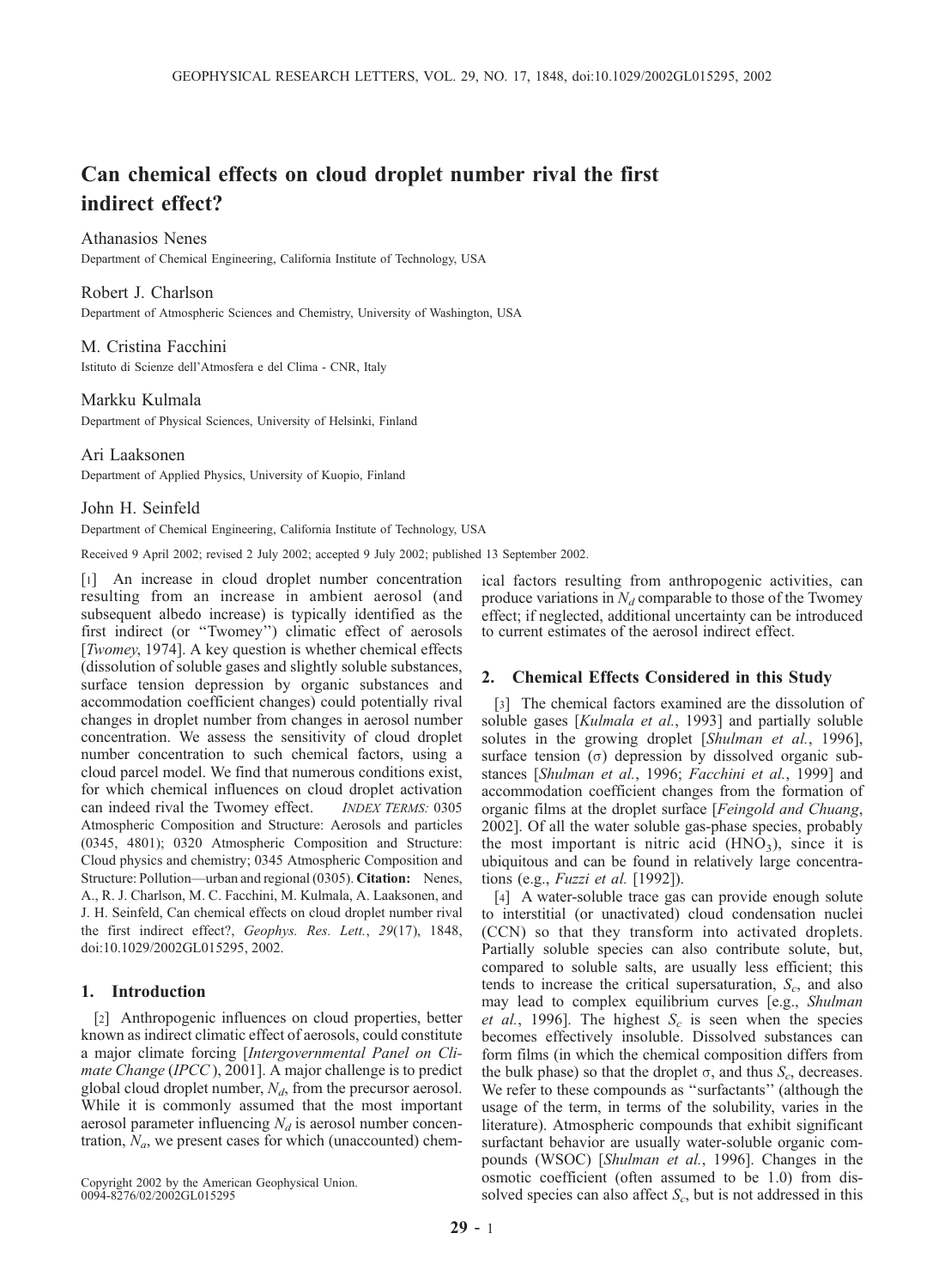# Can chemical effects on cloud droplet number rival the first indirect effect?

Athanasios Nenes
Department of Chemical Engineering, California Institute of Technology, USA

Robert J. Charlson
Department of Atmospheric Sciences and Chemistry, University of Washington, USA

M. Cristina Facchini
Istituto di Scienze dell'Atmosfera e del Clima - CNR, Italy

Markku Kulmala
Department of Physical Sciences, University of Helsinki, Finland

Ari Laaksonen
Department of Applied Physics, University of Kuopio, Finland

John H. Seinfeld
Department of Chemical Engineering, California Institute of Technology, USA

Received 9 April 2002; revised 2 July 2002; accepted 9 July 2002; published 13 September 2002.

[1] An increase in cloud droplet number concentration resulting from an increase in ambient aerosol (and subsequent albedo increase) is typically identified as the first indirect (or "Twomey") climatic effect of aerosols [*Twomey*, 1974]. A key question is whether chemical effects (dissolution of soluble gases and slightly soluble substances, surface tension depression by organic substances and accommodation coefficient changes) could potentially rival changes in droplet number from changes in aerosol number concentration. We assess the sensitivity of cloud droplet number concentration to such chemical factors, using a cloud parcel model. We find that numerous conditions exist, for which chemical influences on cloud droplet activation can indeed rival the Twomey effect. *INDEX TERMS:* 0305 Atmospheric Composition and Structure: Aerosols and particles (0345, 4801); 0320 Atmospheric Composition and Structure: Cloud physics and chemistry; 0345 Atmospheric Composition and Structure: Pollution—urban and regional (0305). **Citation:** Nenes, A., R. J. Charlson, M. C. Facchini, M. Kulmala, A. Laaksonen, and J. H. Seinfeld, Can chemical effects on cloud droplet number rival the first indirect effect?, *Geophys. Res. Lett.*, *29*(17), 1848, doi:10.1029/2002GL015295, 2002.

## 1. Introduction

[2] Anthropogenic influences on cloud properties, better known as indirect climatic effect of aerosols, could constitute a major climate forcing [*Intergovernmental Panel on Climate Change* (*IPCC*), 2001]. A major challenge is to predict global cloud droplet number, $N_d$, from the precursor aerosol. While it is commonly assumed that the most important aerosol parameter influencing $N_d$ is aerosol number concentration, $N_a$, we present cases for which (unaccounted) chemical factors resulting from anthropogenic activities, can produce variations in $N_d$ comparable to those of the Twomey effect; if neglected, additional uncertainty can be introduced to current estimates of the aerosol indirect effect.

Copyright 2002 by the American Geophysical Union.
0094-8276/02/2002GL015295

## 2. Chemical Effects Considered in this Study

[3] The chemical factors examined are the dissolution of soluble gases [*Kulmala et al.*, 1993] and partially soluble solutes in the growing droplet [*Shulman et al.*, 1996], surface tension ($\sigma$) depression by dissolved organic substances [*Shulman et al.*, 1996; *Facchini et al.*, 1999] and accommodation coefficient changes from the formation of organic films at the droplet surface [*Feingold and Chuang*, 2002]. Of all the water soluble gas-phase species, probably the most important is nitric acid ($HNO_3$), since it is ubiquitous and can be found in relatively large concentrations (e.g., *Fuzzi et al.* [1992]).

[4] A water-soluble trace gas can provide enough solute to interstitial (or unactivated) cloud condensation nuclei (CCN) so that they transform into activated droplets. Partially soluble species can also contribute solute, but, compared to soluble salts, are usually less efficient; this tends to increase the critical supersaturation, $S_c$, and also may lead to complex equilibrium curves [e.g., *Shulman et al.*, 1996]. The highest $S_c$ is seen when the species becomes effectively insoluble. Dissolved substances can form films (in which the chemical composition differs from the bulk phase) so that the droplet $\sigma$, and thus $S_c$, decreases. We refer to these compounds as "surfactants" (although the usage of the term, in terms of the solubility, varies in the literature). Atmospheric compounds that exhibit significant surfactant behavior are usually water-soluble organic compounds (WSOC) [*Shulman et al.*, 1996]. Changes in the osmotic coefficient (often assumed to be 1.0) from dissolved species can also affect $S_c$, but is not addressed in this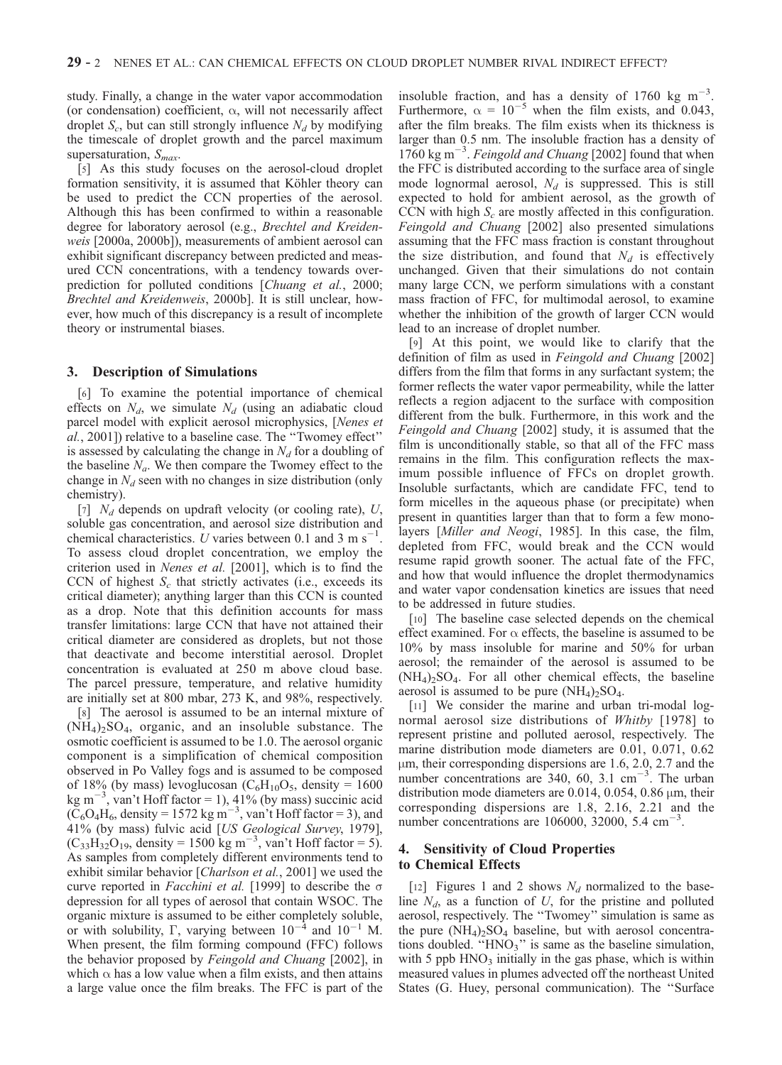study. Finally, a change in the water vapor accommodation (or condensation) coefficient, $\alpha$, will not necessarily affect droplet $S_c$, but can still strongly influence $N_d$ by modifying the timescale of droplet growth and the parcel maximum supersaturation, $S_{max}$.

[5] As this study focuses on the aerosol-cloud droplet formation sensitivity, it is assumed that Köhler theory can be used to predict the CCN properties of the aerosol. Although this has been confirmed to within a reasonable degree for laboratory aerosol (e.g., *Brechtel and Kreidenweis* [2000a, 2000b]), measurements of ambient aerosol can exhibit significant discrepancy between predicted and measured CCN concentrations, with a tendency towards overprediction for polluted conditions [*Chuang et al.*, 2000; *Brechtel and Kreidenweis*, 2000b]. It is still unclear, however, how much of this discrepancy is a result of incomplete theory or instrumental biases.

## 3. Description of Simulations

[6] To examine the potential importance of chemical effects on $N_d$, we simulate $N_d$ (using an adiabatic cloud parcel model with explicit aerosol microphysics, [*Nenes et al.*, 2001]) relative to a baseline case. The "Twomey effect" is assessed by calculating the change in $N_d$ for a doubling of the baseline $N_a$. We then compare the Twomey effect to the change in $N_d$ seen with no changes in size distribution (only chemistry).

[7] $N_d$ depends on updraft velocity (or cooling rate), $U$, soluble gas concentration, and aerosol size distribution and chemical characteristics. $U$ varies between 0.1 and 3 m s$^{-1}$. To assess cloud droplet concentration, we employ the criterion used in *Nenes et al.* [2001], which is to find the CCN of highest $S_c$ that strictly activates (i.e., exceeds its critical diameter); anything larger than this CCN is counted as a drop. Note that this definition accounts for mass transfer limitations: large CCN that have not attained their critical diameter are considered as droplets, but not those that deactivate and become interstitial aerosol. Droplet concentration is evaluated at 250 m above cloud base. The parcel pressure, temperature, and relative humidity are initially set at 800 mbar, 273 K, and 98%, respectively.

[8] The aerosol is assumed to be an internal mixture of $(NH_4)_2SO_4$, organic, and an insoluble substance. The osmotic coefficient is assumed to be 1.0. The aerosol organic component is a simplification of chemical composition observed in Po Valley fogs and is assumed to be composed of 18% (by mass) levoglucosan ($C_6H_{10}O_5$, density = 1600 kg m$^{-3}$, van't Hoff factor = 1), 41% (by mass) succinic acid ($C_6O_4H_6$, density = 1572 kg m$^{-3}$, van't Hoff factor = 3), and 41% (by mass) fulvic acid [*US Geological Survey*, 1979], ($C_{33}H_{32}O_{19}$, density = 1500 kg m$^{-3}$, van't Hoff factor = 5). As samples from completely different environments tend to exhibit similar behavior [*Charlson et al.*, 2001] we used the curve reported in *Facchini et al.* [1999] to describe the $\sigma$ depression for all types of aerosol that contain WSOC. The organic mixture is assumed to be either completely soluble, or with solubility, $\Gamma$, varying between $10^{-4}$ and $10^{-1}$ M. When present, the film forming compound (FFC) follows the behavior proposed by *Feingold and Chuang* [2002], in which $\alpha$ has a low value when a film exists, and then attains a large value once the film breaks. The FFC is part of the insoluble fraction, and has a density of 1760 kg m$^{-3}$. Furthermore, $\alpha = 10^{-5}$ when the film exists, and 0.043, after the film breaks. The film exists when its thickness is larger than 0.5 nm. The insoluble fraction has a density of 1760 kg m$^{-3}$. *Feingold and Chuang* [2002] found that when the FFC is distributed according to the surface area of single mode lognormal aerosol, $N_d$ is suppressed. This is still expected to hold for ambient aerosol, as the growth of CCN with high $S_c$ are mostly affected in this configuration. *Feingold and Chuang* [2002] also presented simulations assuming that the FFC mass fraction is constant throughout the size distribution, and found that $N_d$ is effectively unchanged. Given that their simulations do not contain many large CCN, we perform simulations with a constant mass fraction of FFC, for multimodal aerosol, to examine whether the inhibition of the growth of larger CCN would lead to an increase of droplet number.

[9] At this point, we would like to clarify that the definition of film as used in *Feingold and Chuang* [2002] differs from the film that forms in any surfactant system; the former reflects the water vapor permeability, while the latter reflects a region adjacent to the surface with composition different from the bulk. Furthermore, in this work and the *Feingold and Chuang* [2002] study, it is assumed that the film is unconditionally stable, so that all of the FFC mass remains in the film. This configuration reflects the maximum possible influence of FFCs on droplet growth. Insoluble surfactants, which are candidate FFC, tend to form micelles in the aqueous phase (or precipitate) when present in quantities larger than that to form a few monolayers [*Miller and Neogi*, 1985]. In this case, the film, depleted from FFC, would break and the CCN would resume rapid growth sooner. The actual fate of the FFC, and how that would influence the droplet thermodynamics and water vapor condensation kinetics are issues that need to be addressed in future studies.

[10] The baseline case selected depends on the chemical effect examined. For $\alpha$ effects, the baseline is assumed to be 10% by mass insoluble for marine and 50% for urban aerosol; the remainder of the aerosol is assumed to be $(NH_4)_2SO_4$. For all other chemical effects, the baseline aerosol is assumed to be pure $(NH_4)_2SO_4$.

[11] We consider the marine and urban tri-modal lognormal aerosol size distributions of *Whitby* [1978] to represent pristine and polluted aerosol, respectively. The marine distribution mode diameters are 0.01, 0.071, 0.62 μm, their corresponding dispersions are 1.6, 2.0, 2.7 and the number concentrations are 340, 60, 3.1 cm$^{-3}$. The urban distribution mode diameters are 0.014, 0.054, 0.86 μm, their corresponding dispersions are 1.8, 2.16, 2.21 and the number concentrations are 106000, 32000, 5.4 cm$^{-3}$.

## 4. Sensitivity of Cloud Properties to Chemical Effects

[12] Figures 1 and 2 shows $N_d$ normalized to the baseline $N_d$, as a function of $U$, for the pristine and polluted aerosol, respectively. The "Twomey" simulation is same as the pure $(NH_4)_2SO_4$ baseline, but with aerosol concentrations doubled. "$HNO_3$" is same as the baseline simulation, with 5 ppb $HNO_3$ initially in the gas phase, which is within measured values in plumes advected off the northeast United States (G. Huey, personal communication). The "Surface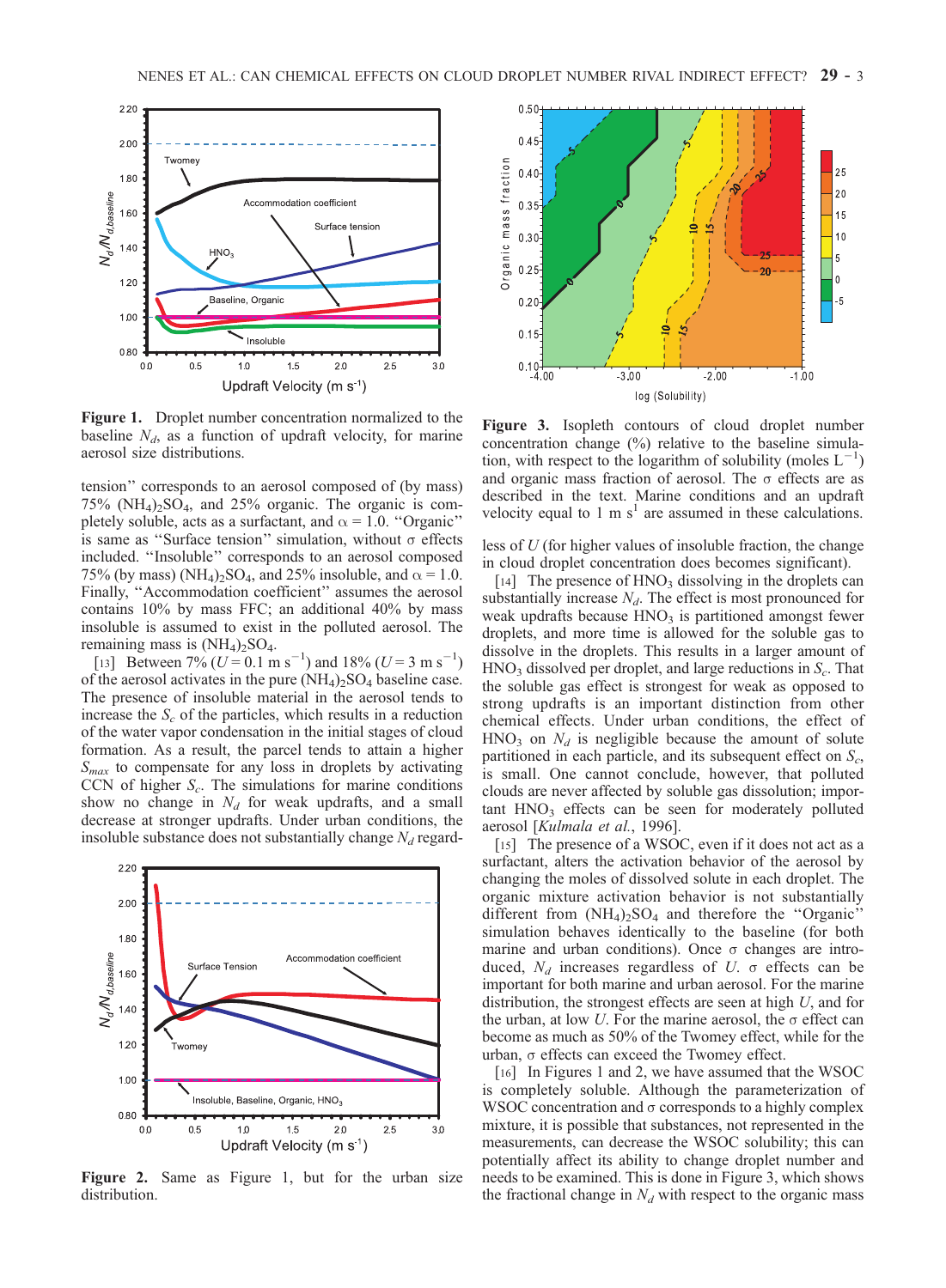**Figure 1.** Droplet number concentration normalized to the baseline $N_d$, as a function of updraft velocity, for marine aerosol size distributions.

tension'' corresponds to an aerosol composed of (by mass) 75% $(NH_4)_2SO_4$, and 25% organic. The organic is completely soluble, acts as a surfactant, and $\alpha = 1.0$. ''Organic'' is same as ''Surface tension'' simulation, without $\sigma$ effects included. ''Insoluble'' corresponds to an aerosol composed 75% (by mass) $(NH_4)_2SO_4$, and 25% insoluble, and $\alpha = 1.0$. Finally, ''Accommodation coefficient'' assumes the aerosol contains 10% by mass FFC; an additional 40% by mass insoluble is assumed to exist in the polluted aerosol. The remaining mass is $(NH_4)_2SO_4$.

[13] Between 7% ($U = 0.1$ m s$^{-1}$) and 18% ($U = 3$ m s$^{-1}$) of the aerosol activates in the pure $(NH_4)_2SO_4$ baseline case. The presence of insoluble material in the aerosol tends to increase the $S_c$ of the particles, which results in a reduction of the water vapor condensation in the initial stages of cloud formation. As a result, the parcel tends to attain a higher $S_{max}$ to compensate for any loss in droplets by activating CCN of higher $S_c$. The simulations for marine conditions show no change in $N_d$ for weak updrafts, and a small decrease at stronger updrafts. Under urban conditions, the insoluble substance does not substantially change $N_d$ regardless of $U$ (for higher values of insoluble fraction, the change in cloud droplet concentration does becomes significant).

**Figure 2.** Same as Figure 1, but for the urban size distribution.

**Figure 3.** Isopleth contours of cloud droplet number concentration change (%) relative to the baseline simulation, with respect to the logarithm of solubility (moles L$^{-1}$) and organic mass fraction of aerosol. The $\sigma$ effects are as described in the text. Marine conditions and an updraft velocity equal to 1 m s$^{1}$ are assumed in these calculations.

[14] The presence of $HNO_3$ dissolving in the droplets can substantially increase $N_d$. The effect is most pronounced for weak updrafts because $HNO_3$ is partitioned amongst fewer droplets, and more time is allowed for the soluble gas to dissolve in the droplets. This results in a larger amount of $HNO_3$ dissolved per droplet, and large reductions in $S_c$. That the soluble gas effect is strongest for weak as opposed to strong updrafts is an important distinction from other chemical effects. Under urban conditions, the effect of $HNO_3$ on $N_d$ is negligible because the amount of solute partitioned in each particle, and its subsequent effect on $S_c$, is small. One cannot conclude, however, that polluted clouds are never affected by soluble gas dissolution; important $HNO_3$ effects can be seen for moderately polluted aerosol [*Kulmala et al.*, 1996].

[15] The presence of a WSOC, even if it does not act as a surfactant, alters the activation behavior of the aerosol by changing the moles of dissolved solute in each droplet. The organic mixture activation behavior is not substantially different from $(NH_4)_2SO_4$ and therefore the ''Organic'' simulation behaves identically to the baseline (for both marine and urban conditions). Once $\sigma$ changes are introduced, $N_d$ increases regardless of $U$. $\sigma$ effects can be important for both marine and urban aerosol. For the marine distribution, the strongest effects are seen at high $U$, and for the urban, at low $U$. For the marine aerosol, the $\sigma$ effect can become as much as 50% of the Twomey effect, while for the urban, $\sigma$ effects can exceed the Twomey effect.

[16] In Figures 1 and 2, we have assumed that the WSOC is completely soluble. Although the parameterization of WSOC concentration and $\sigma$ corresponds to a highly complex mixture, it is possible that substances, not represented in the measurements, can decrease the WSOC solubility; this can potentially affect its ability to change droplet number and needs to be examined. This is done in Figure 3, which shows the fractional change in $N_d$ with respect to the organic mass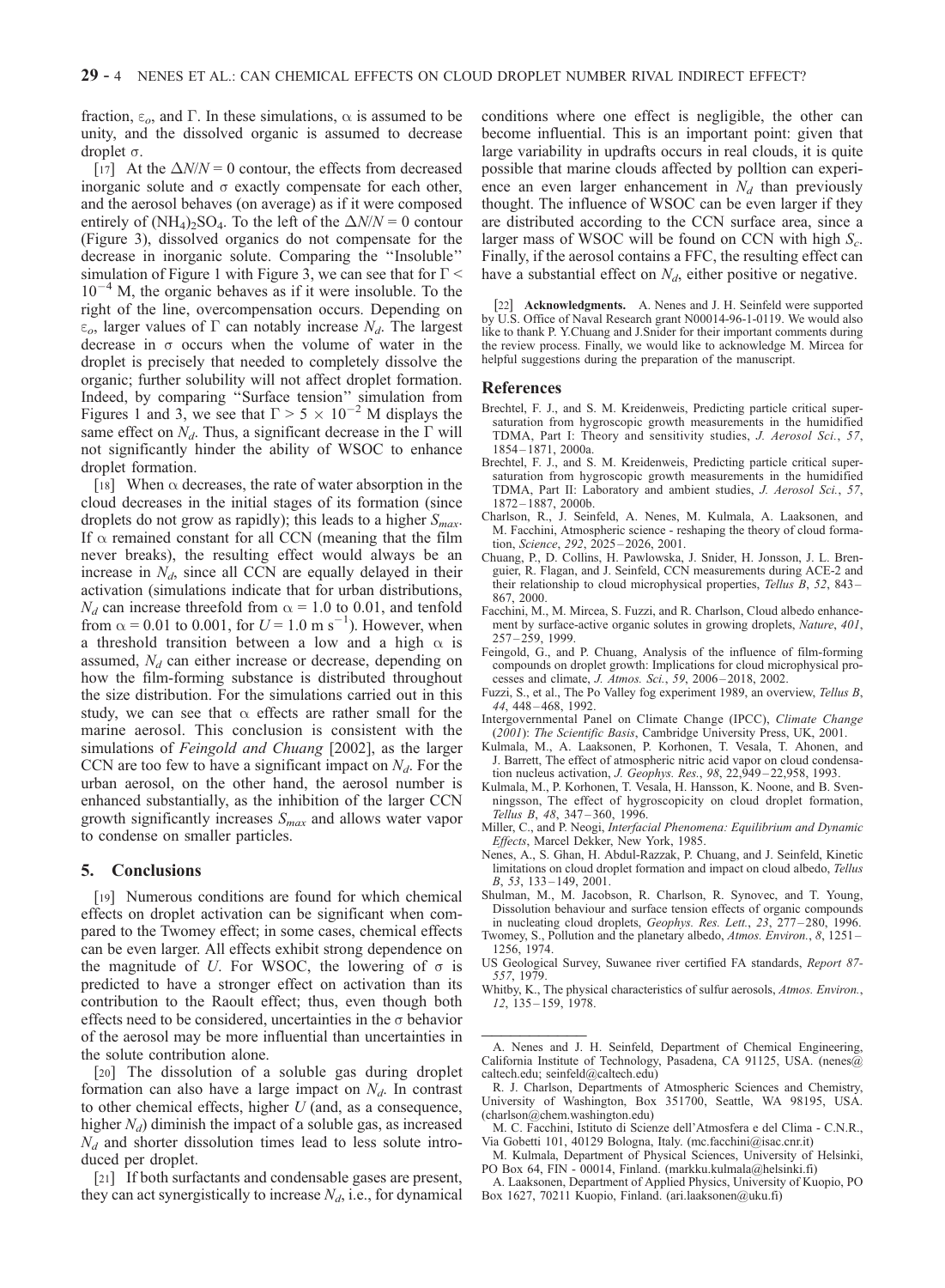fraction, $\varepsilon_o$, and $\Gamma$. In these simulations, $\alpha$ is assumed to be unity, and the dissolved organic is assumed to decrease droplet $\sigma$.

[17] At the $\Delta N/N = 0$ contour, the effects from decreased inorganic solute and $\sigma$ exactly compensate for each other, and the aerosol behaves (on average) as if it were composed entirely of $(NH_4)_2SO_4$. To the left of the $\Delta N/N = 0$ contour (Figure 3), dissolved organics do not compensate for the decrease in inorganic solute. Comparing the "Insoluble" simulation of Figure 1 with Figure 3, we can see that for $\Gamma < 10^{-4}$ M, the organic behaves as if it were insoluble. To the right of the line, overcompensation occurs. Depending on $\varepsilon_o$, larger values of $\Gamma$ can notably increase $N_d$. The largest decrease in $\sigma$ occurs when the volume of water in the droplet is precisely that needed to completely dissolve the organic; further solubility will not affect droplet formation. Indeed, by comparing "Surface tension" simulation from Figures 1 and 3, we see that $\Gamma > 5 \times 10^{-2}$ M displays the same effect on $N_d$. Thus, a significant decrease in the $\Gamma$ will not significantly hinder the ability of WSOC to enhance droplet formation.

[18] When $\alpha$ decreases, the rate of water absorption in the cloud decreases in the initial stages of its formation (since droplets do not grow as rapidly); this leads to a higher $S_{max}$. If $\alpha$ remained constant for all CCN (meaning that the film never breaks), the resulting effect would always be an increase in $N_d$, since all CCN are equally delayed in their activation (simulations indicate that for urban distributions, $N_d$ can increase threefold from $\alpha = 1.0$ to 0.01, and tenfold from $\alpha = 0.01$ to 0.001, for $U = 1.0$ m s$^{-1}$). However, when a threshold transition between a low and a high $\alpha$ is assumed, $N_d$ can either increase or decrease, depending on how the film-forming substance is distributed throughout the size distribution. For the simulations carried out in this study, we can see that $\alpha$ effects are rather small for the marine aerosol. This conclusion is consistent with the simulations of *Feingold and Chuang* [2002], as the larger CCN are too few to have a significant impact on $N_d$. For the urban aerosol, on the other hand, the aerosol number is enhanced substantially, as the inhibition of the larger CCN growth significantly increases $S_{max}$ and allows water vapor to condense on smaller particles.

## 5. Conclusions

[19] Numerous conditions are found for which chemical effects on droplet activation can be significant when compared to the Twomey effect; in some cases, chemical effects can be even larger. All effects exhibit strong dependence on the magnitude of $U$. For WSOC, the lowering of $\sigma$ is predicted to have a stronger effect on activation than its contribution to the Raoult effect; thus, even though both effects need to be considered, uncertainties in the $\sigma$ behavior of the aerosol may be more influential than uncertainties in the solute contribution alone.

[20] The dissolution of a soluble gas during droplet formation can also have a large impact on $N_d$. In contrast to other chemical effects, higher $U$ (and, as a consequence, higher $N_d$) diminish the impact of a soluble gas, as increased $N_d$ and shorter dissolution times lead to less solute introduced per droplet.

[21] If both surfactants and condensable gases are present, they can act synergistically to increase $N_d$, i.e., for dynamical conditions where one effect is negligible, the other can become influential. This is an important point: given that large variability in updrafts occurs in real clouds, it is quite possible that marine clouds affected by polltion can experience an even larger enhancement in $N_d$ than previously thought. The influence of WSOC can be even larger if they are distributed according to the CCN surface area, since a larger mass of WSOC will be found on CCN with high $S_c$. Finally, if the aerosol contains a FFC, the resulting effect can have a substantial effect on $N_d$, either positive or negative.

[22] **Acknowledgments.** A. Nenes and J. H. Seinfeld were supported by U.S. Office of Naval Research grant N00014-96-1-0119. We would also like to thank P. Y.Chuang and J.Snider for their important comments during the review process. Finally, we would like to acknowledge M. Mircea for helpful suggestions during the preparation of the manuscript.

## References

Brechtel, F. J., and S. M. Kreidenweis, Predicting particle critical supersaturation from hygroscopic growth measurements in the humidified TDMA, Part I: Theory and sensitivity studies, *J. Aerosol Sci.*, *57*, 1854–1871, 2000a.

Brechtel, F. J., and S. M. Kreidenweis, Predicting particle critical supersaturation from hygroscopic growth measurements in the humidified TDMA, Part II: Laboratory and ambient studies, *J. Aerosol Sci.*, *57*, 1872–1887, 2000b.

Charlson, R., J. Seinfeld, A. Nenes, M. Kulmala, A. Laaksonen, and M. Facchini, Atmospheric science - reshaping the theory of cloud formation, *Science*, *292*, 2025–2026, 2001.

Chuang, P., D. Collins, H. Pawlowska, J. Snider, H. Jonsson, J. L. Brenguier, R. Flagan, and J. Seinfeld, CCN measurements during ACE-2 and their relationship to cloud microphysical properties, *Tellus B*, *52*, 843–867, 2000.

Facchini, M., M. Mircea, S. Fuzzi, and R. Charlson, Cloud albedo enhancement by surface-active organic solutes in growing droplets, *Nature*, *401*, 257–259, 1999.

Feingold, G., and P. Chuang, Analysis of the influence of film-forming compounds on droplet growth: Implications for cloud microphysical processes and climate, *J. Atmos. Sci.*, *59*, 2006–2018, 2002.

Fuzzi, S., et al., The Po Valley fog experiment 1989, an overview, *Tellus B*, *44*, 448–468, 1992.

Intergovernmental Panel on Climate Change (IPCC), *Climate Change* (*2001*): *The Scientific Basis*, Cambridge University Press, UK, 2001.

Kulmala, M., A. Laaksonen, P. Korhonen, T. Vesala, T. Ahonen, and J. Barrett, The effect of atmospheric nitric acid vapor on cloud condensation nucleus activation, *J. Geophys. Res.*, *98*, 22,949–22,958, 1993.

Kulmala, M., P. Korhonen, T. Vesala, H. Hansson, K. Noone, and B. Svenningsson, The effect of hygroscopicity on cloud droplet formation, *Tellus B*, *48*, 347–360, 1996.

Miller, C., and P. Neogi, *Interfacial Phenomena: Equilibrium and Dynamic Effects*, Marcel Dekker, New York, 1985.

Nenes, A., S. Ghan, H. Abdul-Razzak, P. Chuang, and J. Seinfeld, Kinetic limitations on cloud droplet formation and impact on cloud albedo, *Tellus B*, *53*, 133–149, 2001.

Shulman, M., M. Jacobson, R. Charlson, R. Synovec, and T. Young, Dissolution behaviour and surface tension effects of organic compounds in nucleating cloud droplets, *Geophys. Res. Lett.*, *23*, 277–280, 1996.

Twomey, S., Pollution and the planetary albedo, *Atmos. Environ.*, *8*, 1251–1256, 1974.

US Geological Survey, Suwanee river certified FA standards, *Report 87-557*, 1979.

Whitby, K., The physical characteristics of sulfur aerosols, *Atmos. Environ.*, *12*, 135–159, 1978.

---

A. Nenes and J. H. Seinfeld, Department of Chemical Engineering, California Institute of Technology, Pasadena, CA 91125, USA. (nenes@caltech.edu; seinfeld@caltech.edu)

R. J. Charlson, Departments of Atmospheric Sciences and Chemistry, University of Washington, Box 351700, Seattle, WA 98195, USA. (charlson@chem.washington.edu)

M. C. Facchini, Istituto di Scienze dell'Atmosfera e del Clima - C.N.R., Via Gobetti 101, 40129 Bologna, Italy. (mc.facchini@isac.cnr.it)

M. Kulmala, Department of Physical Sciences, University of Helsinki, PO Box 64, FIN - 00014, Finland. (markku.kulmala@helsinki.fi)

A. Laaksonen, Department of Applied Physics, University of Kuopio, PO Box 1627, 70211 Kuopio, Finland. (ari.laaksonen@uku.fi)